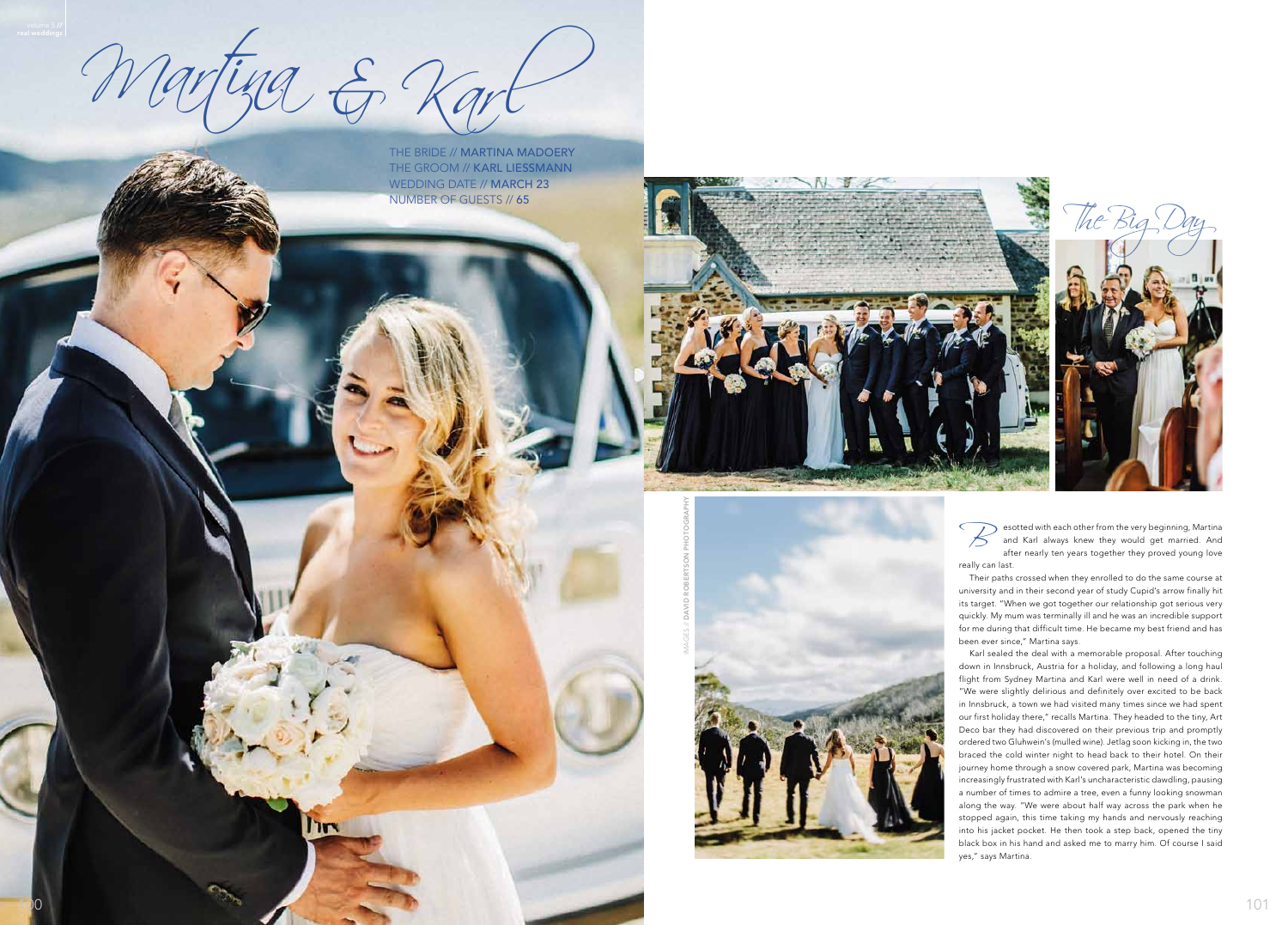# Martina & Karl

THE BRIDE // MARTINA MADOERY
THE GROOM // KARL LIESSMANN
WEDDING DATE // MARCH 23
NUMBER OF GUESTS // 65

## The Big Day

IMAGES // DAVID ROBERTSON PHOTOGRAPHY

Besotted with each other from the very beginning, Martina and Karl always knew they would get married. And after nearly ten years together they proved young love really can last.

Their paths crossed when they enrolled to do the same course at university and in their second year of study Cupid's arrow finally hit its target. "When we got together our relationship got serious very quickly. My mum was terminally ill and he was an incredible support for me during that difficult time. He became my best friend and has been ever since," Martina says.

Karl sealed the deal with a memorable proposal. After touching down in Innsbruck, Austria for a holiday, and following a long haul flight from Sydney Martina and Karl were well in need of a drink. "We were slightly delirious and definitely over excited to be back in Innsbruck, a town we had visited many times since we had spent our first holiday there," recalls Martina. They headed to the tiny, Art Deco bar they had discovered on their previous trip and promptly ordered two Gluhwein's (mulled wine). Jetlag soon kicking in, the two braced the cold winter night to head back to their hotel. On their journey home through a snow covered park, Martina was becoming increasingly frustrated with Karl's uncharacteristic dawdling, pausing a number of times to admire a tree, even a funny looking snowman along the way. "We were about half way across the park when he stopped again, this time taking my hands and nervously reaching into his jacket pocket. He then took a step back, opened the tiny black box in his hand and asked me to marry him. Of course I said yes," says Martina.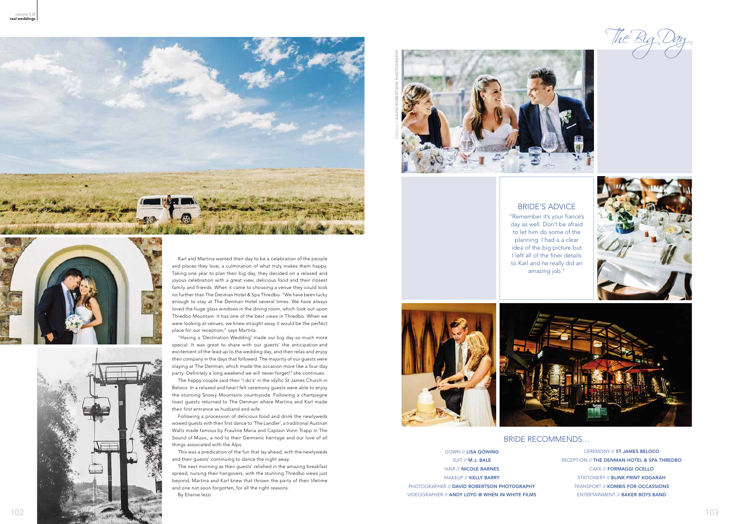# The Big Day

IMAGES // DAVID ROBERTSON PHOTOGRAPHY

Karl and Martina wanted their day to be a celebration of the people and places they love, a culmination of what truly makes them happy. Taking one year to plan their big day, they decided on a relaxed and joyous celebration with a great view, delicious food and their closest family and friends. When it came to choosing a venue they could look no further than The Denman Hotel & Spa Thredbo. "We have been lucky enough to stay at The Denman Hotel several times. We have always loved the huge glass windows in the dining room, which look out upon Thredbo Mountain. It has one of the best views in Thredbo. When we were looking at venues, we knew straight away it would be the perfect place for our reception," says Martina.

"Having a 'Destination Wedding' made our big day so much more special. It was great to share with our guests' the anticipation and excitement of the lead up to the wedding day, and then relax and enjoy their company in the days that followed. The majority of our guests were staying at The Denman, which made the occasion more like a four-day party. Definitely a long weekend we will never forget!" she continues.

The happy couple said their 'I do's' in the idyllic St James Church in Beloco. In a relaxed and heart felt ceremony guests were able to enjoy the stunning Snowy Mountains countryside. Following a champagne toast guests returned to The Denman where Martina and Karl made their first entrance as husband and wife.

Following a procession of delicious food and drink the newlyweds wowed guests with their first dance to 'The Landler', a traditional Austrian Waltz made famous by Frauline Maria and Captain Vonn Trapp in The Sound of Music, a nod to their Germanic heritage and our love of all things associated with the Alps.

This was a predication of the fun that lay ahead, with the newlyweds and their guests' continuing to dance the night away.

The next morning as their guests' relished in the amazing breakfast spread, nursing their hangovers, with the stunning Thredbo views just beyond, Martina and Karl knew that thrown the party of their lifetime and one not soon forgotten, for all the right reasons.

By Eliarne Iezzi

## BRIDE'S ADVICE

"Remember it's your fiancé's day as well. Don't be afraid to let him do some of the planning. I had a a clear idea of the big picture but I left all of the finer details to Karl and he really did an amazing job."

## BRIDE RECOMMENDS…

GOWN // **LISA GOWING**
SUIT // **M.J. BALE**
HAIR // **NICOLE BARNES**
MAKEUP // **KELLY BARRY**
PHOTOGRAPHER // **DAVID ROBERTSON PHOTOGRAPHY**
VIDEOGRAPHER // **ANDY LOYD @ WHEN IN WHITE FILMS**

CEREMONY // **ST JAMES BELOCO**
RECEPTION // **THE DENMAN HOTEL & SPA THREDBO**
CAKE // **FORMAGGI OCELLO**
STATIONERY // **BLINK PRINT KOGARAH**
TRANSPORT // **KOMBIS FOR OCCASSIONS**
ENTERTAINMENT // **BAKER BOYS BAND**